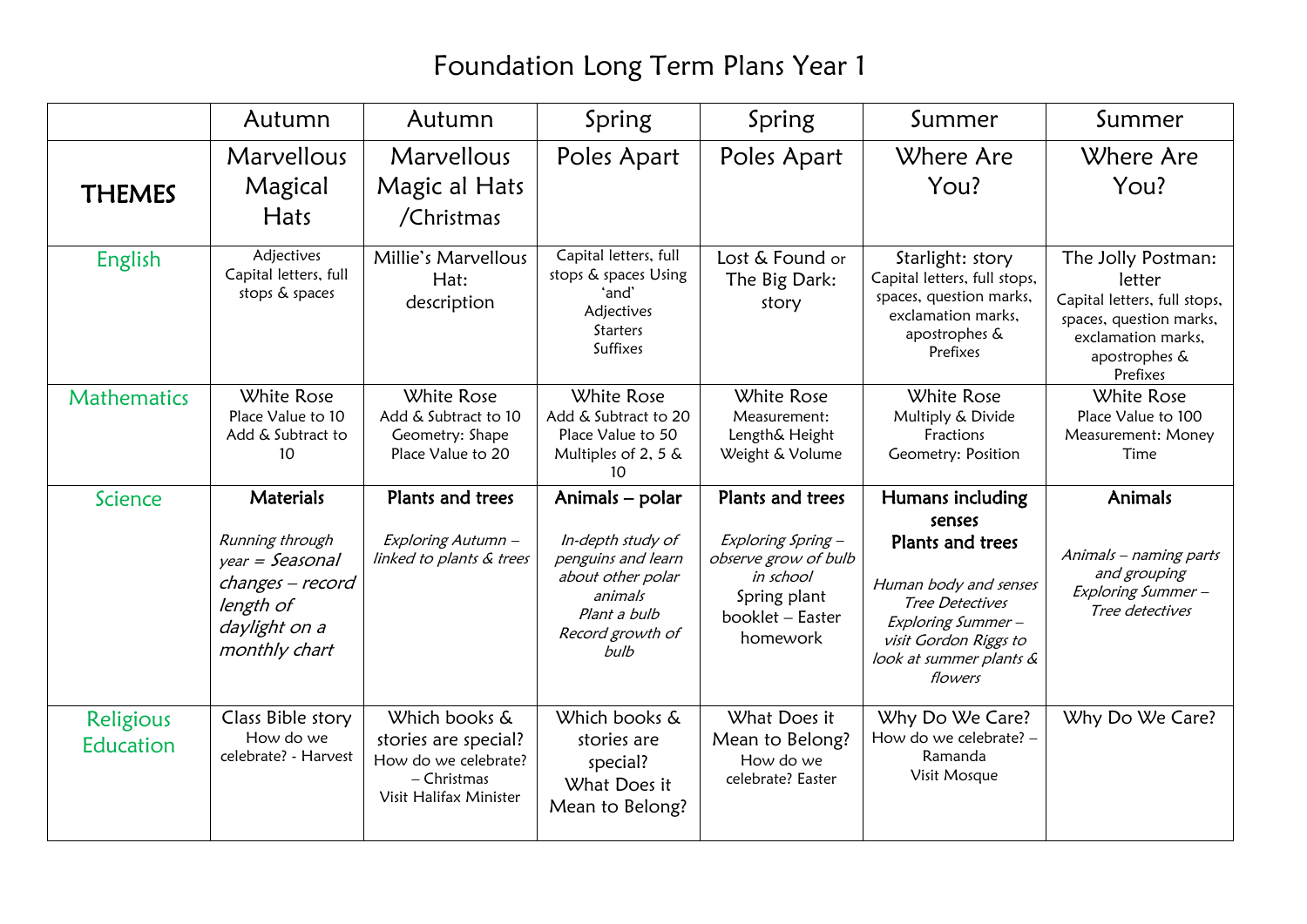# Foundation Long Term Plans Year 1

| | Autumn | Autumn | Spring | Spring | Summer | Summer |
|---|---|---|---|---|---|---|
| **THEMES** | Marvellous Magical Hats | Marvellous Magic al Hats /Christmas | Poles Apart | Poles Apart | Where Are You? | Where Are You? |
| English | Adjectives<br>Capital letters, full stops & spaces | Millie's Marvellous Hat:<br>description | Capital letters, full stops & spaces Using 'and'<br>Adjectives<br>Starters<br>Suffixes | Lost & Found or The Big Dark: story | Starlight: story<br>Capital letters, full stops, spaces, question marks, exclamation marks, apostrophes & Prefixes | The Jolly Postman: letter<br>Capital letters, full stops, spaces, question marks, exclamation marks, apostrophes & Prefixes |
| Mathematics | White Rose<br>Place Value to 10<br>Add & Subtract to 10 | White Rose<br>Add & Subtract to 10<br>Geometry: Shape<br>Place Value to 20 | White Rose<br>Add & Subtract to 20<br>Place Value to 50<br>Multiples of 2, 5 & 10 | White Rose<br>Measurement: Length& Height<br>Weight & Volume | White Rose<br>Multiply & Divide<br>Fractions<br>Geometry: Position | White Rose<br>Place Value to 100<br>Measurement: Money<br>Time |
| Science | **Materials**<br><br>*Running through year = Seasonal changes – record length of daylight on a monthly chart* | **Plants and trees**<br><br>*Exploring Autumn – linked to plants & trees* | **Animals – polar**<br><br>*In-depth study of penguins and learn about other polar animals*<br>*Plant a bulb*<br>*Record growth of bulb* | **Plants and trees**<br><br>*Exploring Spring – observe grow of bulb in school*<br>Spring plant booklet – Easter homework | **Humans including senses**<br>**Plants and trees**<br><br>*Human body and senses*<br>*Tree Detectives*<br>*Exploring Summer – visit Gordon Riggs to look at summer plants & flowers* | **Animals**<br><br>*Animals – naming parts and grouping*<br>*Exploring Summer – Tree detectives* |
| Religious Education | Class Bible story<br>How do we celebrate? - Harvest | Which books & stories are special?<br>How do we celebrate? – Christmas<br>Visit Halifax Minister | Which books & stories are special?<br>What Does it Mean to Belong? | What Does it Mean to Belong?<br>How do we celebrate? Easter | Why Do We Care?<br>How do we celebrate? – Ramanda<br>Visit Mosque | Why Do We Care? |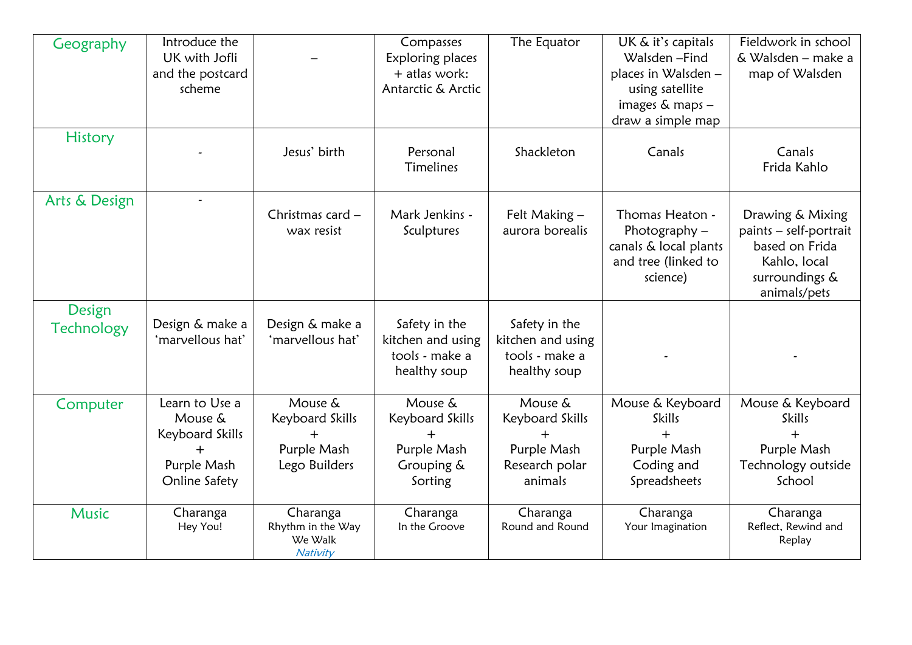| Geography | Introduce the UK with Jofli and the postcard scheme | – | Compasses Exploring places + atlas work: Antarctic & Arctic | The Equator | UK & it's capitals Walsden –Find places in Walsden – using satellite images & maps – draw a simple map | Fieldwork in school & Walsden – make a map of Walsden |
|---|---|---|---|---|---|---|
| History | - | Jesus' birth | Personal Timelines | Shackleton | Canals | Canals Frida Kahlo |
| Arts & Design | - | Christmas card – wax resist | Mark Jenkins - Sculptures | Felt Making – aurora borealis | Thomas Heaton - Photography – canals & local plants and tree (linked to science) | Drawing & Mixing paints – self-portrait based on Frida Kahlo, local surroundings & animals/pets |
| Design Technology | Design & make a 'marvellous hat' | Design & make a 'marvellous hat' | Safety in the kitchen and using tools - make a healthy soup | Safety in the kitchen and using tools - make a healthy soup | - | - |
| Computer | Learn to Use a Mouse & Keyboard Skills + Purple Mash Online Safety | Mouse & Keyboard Skills + Purple Mash Lego Builders | Mouse & Keyboard Skills + Purple Mash Grouping & Sorting | Mouse & Keyboard Skills + Purple Mash Research polar animals | Mouse & Keyboard Skills + Purple Mash Coding and Spreadsheets | Mouse & Keyboard Skills + Purple Mash Technology outside School |
| Music | Charanga Hey You! | Charanga Rhythm in the Way We Walk *Nativity* | Charanga In the Groove | Charanga Round and Round | Charanga Your Imagination | Charanga Reflect, Rewind and Replay |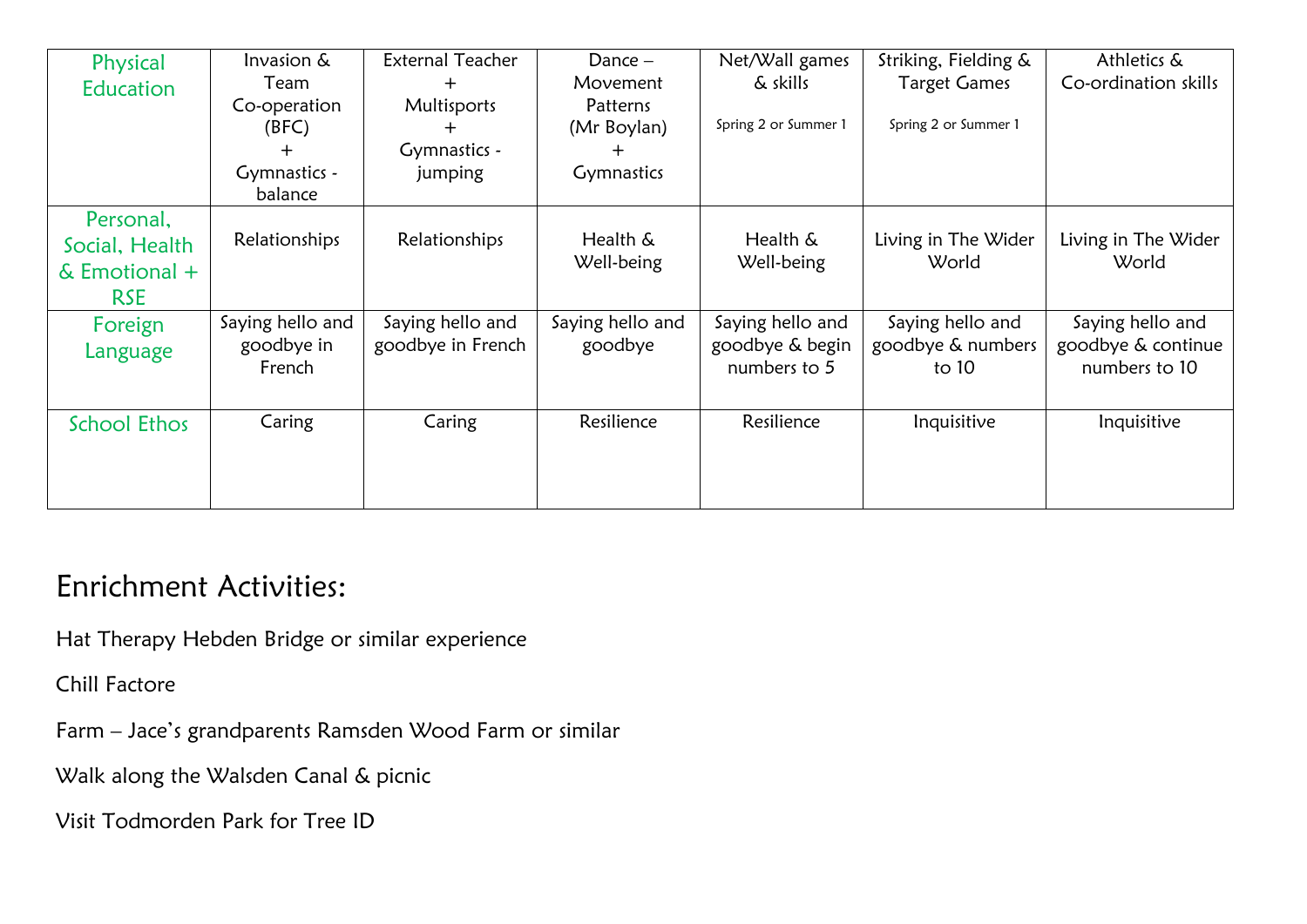| Physical Education | Invasion & Team Co-operation (BFC) + Gymnastics - balance | External Teacher + Multisports + Gymnastics - jumping | Dance – Movement Patterns (Mr Boylan) + Gymnastics | Net/Wall games & skills<br>Spring 2 or Summer 1 | Striking, Fielding & Target Games<br>Spring 2 or Summer 1 | Athletics & Co-ordination skills |
|---|---|---|---|---|---|---|
| Personal, Social, Health & Emotional + RSE | Relationships | Relationships | Health & Well-being | Health & Well-being | Living in The Wider World | Living in The Wider World |
| Foreign Language | Saying hello and goodbye in French | Saying hello and goodbye in French | Saying hello and goodbye | Saying hello and goodbye & begin numbers to 5 | Saying hello and goodbye & numbers to 10 | Saying hello and goodbye & continue numbers to 10 |
| School Ethos | Caring | Caring | Resilience | Resilience | Inquisitive | Inquisitive |

## Enrichment Activities:

Hat Therapy Hebden Bridge or similar experience

Chill Factore

Farm – Jace's grandparents Ramsden Wood Farm or similar

Walk along the Walsden Canal & picnic

Visit Todmorden Park for Tree ID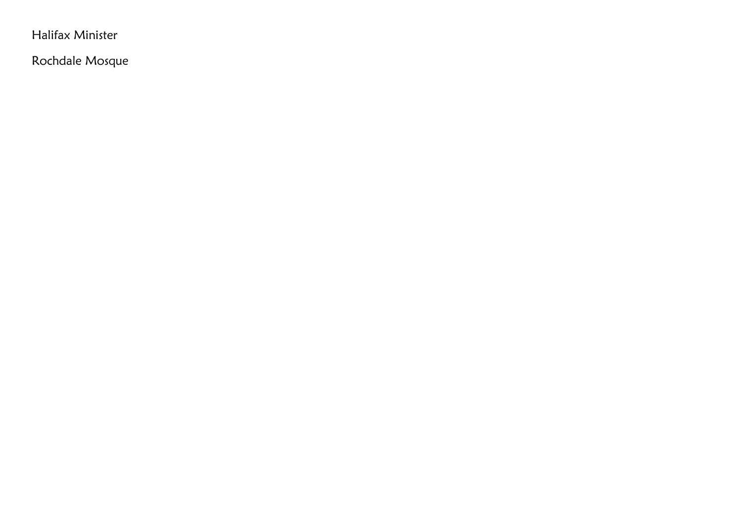Halifax Minister

Rochdale Mosque